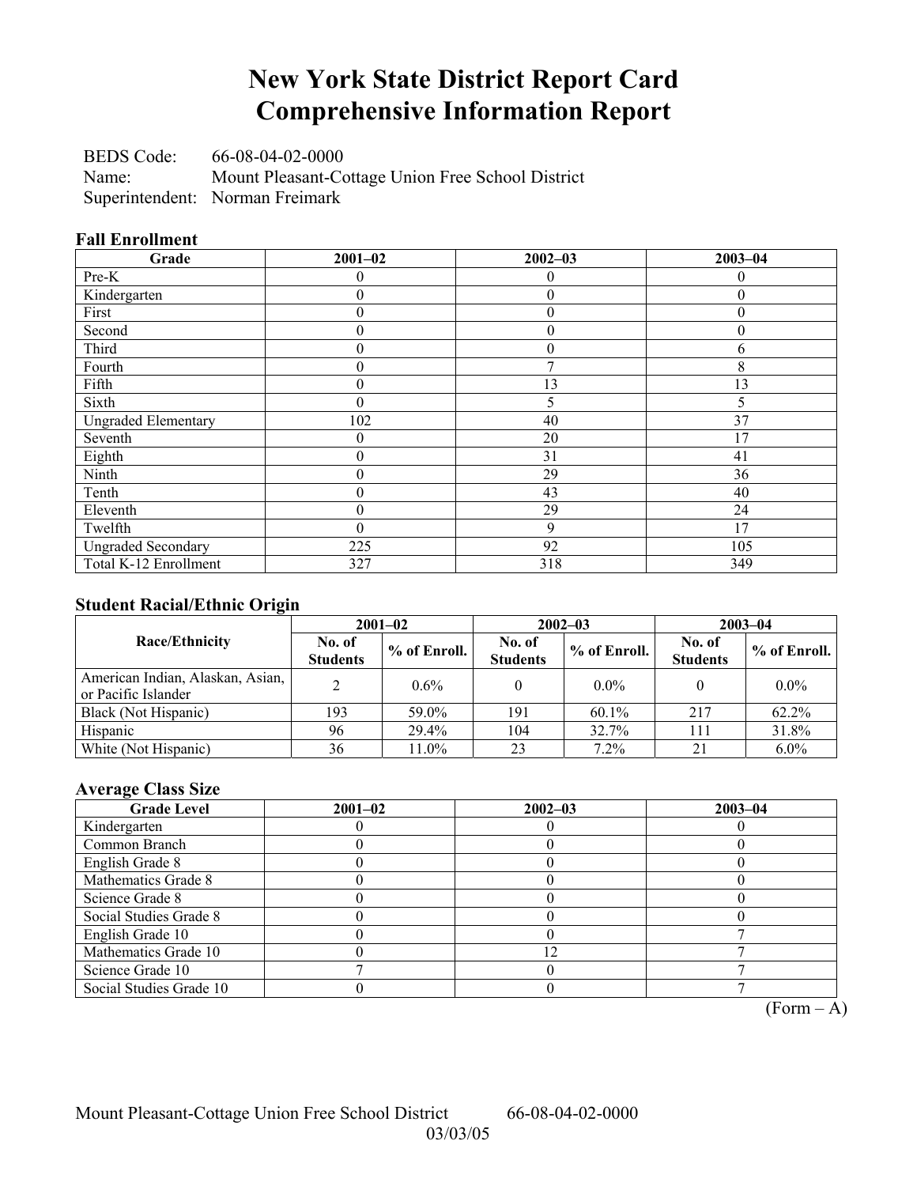# New York State District Report Card Comprehensive Information Report

BEDS Code: 66-08-04-02-0000
Name: Mount Pleasant-Cottage Union Free School District
Superintendent: Norman Freimark

### Fall Enrollment

| Grade | 2001–02 | 2002–03 | 2003–04 |
|---|---|---|---|
| Pre-K | 0 | 0 | 0 |
| Kindergarten | 0 | 0 | 0 |
| First | 0 | 0 | 0 |
| Second | 0 | 0 | 0 |
| Third | 0 | 0 | 6 |
| Fourth | 0 | 7 | 8 |
| Fifth | 0 | 13 | 13 |
| Sixth | 0 | 5 | 5 |
| Ungraded Elementary | 102 | 40 | 37 |
| Seventh | 0 | 20 | 17 |
| Eighth | 0 | 31 | 41 |
| Ninth | 0 | 29 | 36 |
| Tenth | 0 | 43 | 40 |
| Eleventh | 0 | 29 | 24 |
| Twelfth | 0 | 9 | 17 |
| Ungraded Secondary | 225 | 92 | 105 |
| Total K-12 Enrollment | 327 | 318 | 349 |

### Student Racial/Ethnic Origin

| Race/Ethnicity | 2001–02 | | 2002–03 | | 2003–04 | |
|---|---|---|---|---|---|---|
| | No. of Students | % of Enroll. | No. of Students | % of Enroll. | No. of Students | % of Enroll. |
| American Indian, Alaskan, Asian, or Pacific Islander | 2 | 0.6% | 0 | 0.0% | 0 | 0.0% |
| Black (Not Hispanic) | 193 | 59.0% | 191 | 60.1% | 217 | 62.2% |
| Hispanic | 96 | 29.4% | 104 | 32.7% | 111 | 31.8% |
| White (Not Hispanic) | 36 | 11.0% | 23 | 7.2% | 21 | 6.0% |

### Average Class Size

| Grade Level | 2001–02 | 2002–03 | 2003–04 |
|---|---|---|---|
| Kindergarten | 0 | 0 | 0 |
| Common Branch | 0 | 0 | 0 |
| English Grade 8 | 0 | 0 | 0 |
| Mathematics Grade 8 | 0 | 0 | 0 |
| Science Grade 8 | 0 | 0 | 0 |
| Social Studies Grade 8 | 0 | 0 | 0 |
| English Grade 10 | 0 | 0 | 7 |
| Mathematics Grade 10 | 0 | 12 | 7 |
| Science Grade 10 | 7 | 0 | 7 |
| Social Studies Grade 10 | 0 | 0 | 7 |

(Form – A)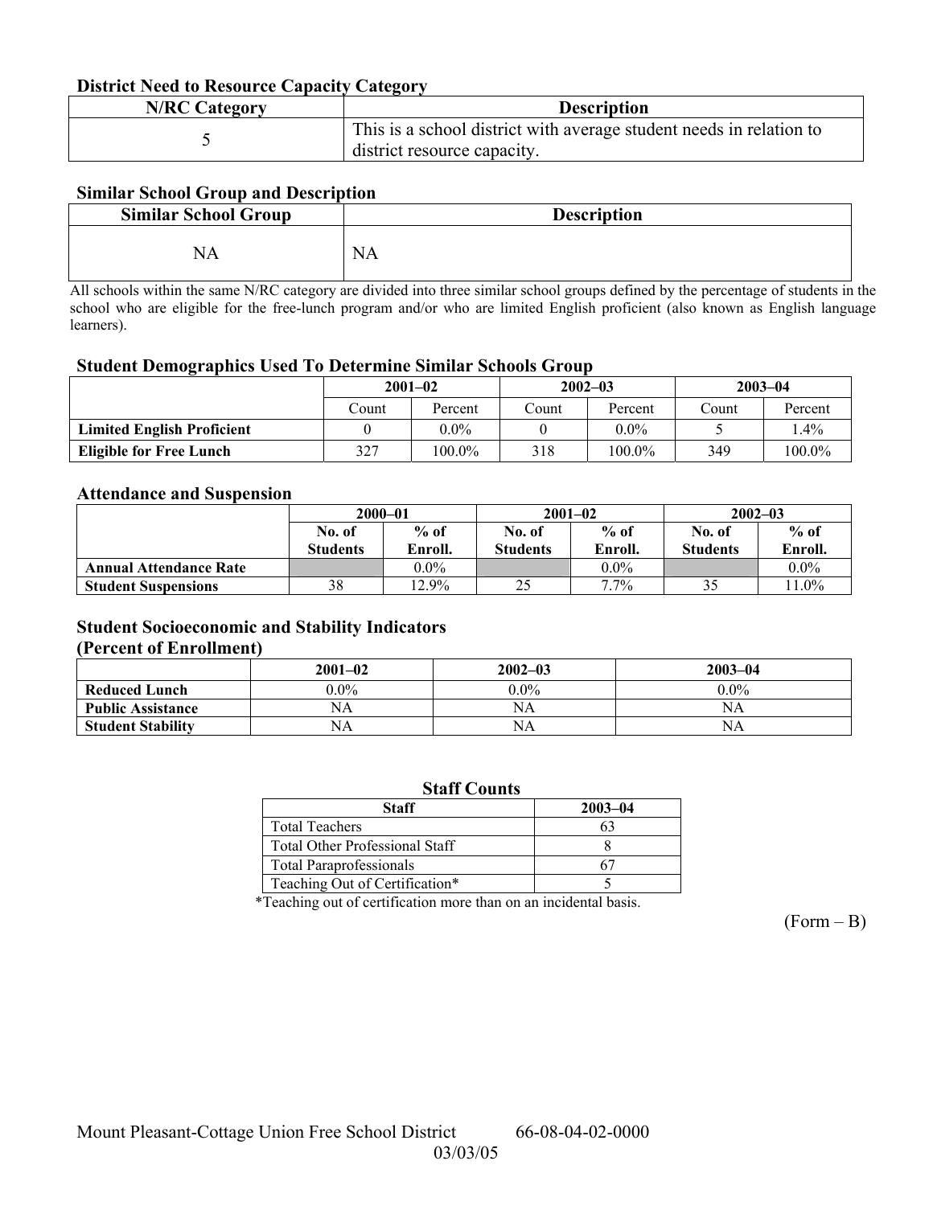### District Need to Resource Capacity Category

| N/RC Category | Description |
|---|---|
| 5 | This is a school district with average student needs in relation to district resource capacity. |

### Similar School Group and Description

| Similar School Group | Description |
|---|---|
| NA | NA |

All schools within the same N/RC category are divided into three similar school groups defined by the percentage of students in the school who are eligible for the free-lunch program and/or who are limited English proficient (also known as English language learners).

### Student Demographics Used To Determine Similar Schools Group

| | 2001–02 | | 2002–03 | | 2003–04 | |
|---|---|---|---|---|---|---|
| | Count | Percent | Count | Percent | Count | Percent |
| **Limited English Proficient** | 0 | 0.0% | 0 | 0.0% | 5 | 1.4% |
| **Eligible for Free Lunch** | 327 | 100.0% | 318 | 100.0% | 349 | 100.0% |

### Attendance and Suspension

| | 2000–01 | | 2001–02 | | 2002–03 | |
|---|---|---|---|---|---|---|
| | No. of Students | % of Enroll. | No. of Students | % of Enroll. | No. of Students | % of Enroll. |
| **Annual Attendance Rate** | | 0.0% | | 0.0% | | 0.0% |
| **Student Suspensions** | 38 | 12.9% | 25 | 7.7% | 35 | 11.0% |

### Student Socioeconomic and Stability Indicators (Percent of Enrollment)

| | 2001–02 | 2002–03 | 2003–04 |
|---|---|---|---|
| **Reduced Lunch** | 0.0% | 0.0% | 0.0% |
| **Public Assistance** | NA | NA | NA |
| **Student Stability** | NA | NA | NA |

### Staff Counts

| Staff | 2003–04 |
|---|---|
| Total Teachers | 63 |
| Total Other Professional Staff | 8 |
| Total Paraprofessionals | 67 |
| Teaching Out of Certification* | 5 |

*Teaching out of certification more than on an incidental basis.

(Form – B)

Mount Pleasant-Cottage Union Free School District 66-08-04-02-0000

03/03/05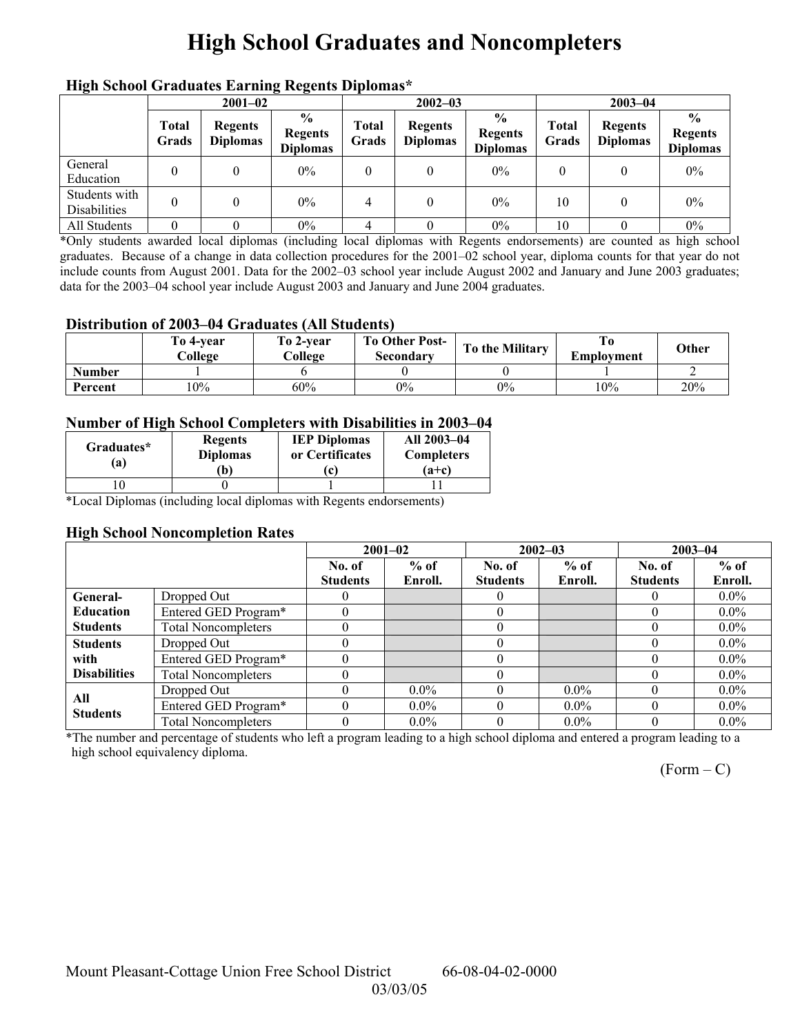# High School Graduates and Noncompleters

### High School Graduates Earning Regents Diplomas*

| | 2001–02 | | | 2002–03 | | | 2003–04 | | |
|---|---|---|---|---|---|---|---|---|---|
| | Total Grads | Regents Diplomas | % Regents Diplomas | Total Grads | Regents Diplomas | % Regents Diplomas | Total Grads | Regents Diplomas | % Regents Diplomas |
| General Education | 0 | 0 | 0% | 0 | 0 | 0% | 0 | 0 | 0% |
| Students with Disabilities | 0 | 0 | 0% | 4 | 0 | 0% | 10 | 0 | 0% |
| All Students | 0 | 0 | 0% | 4 | 0 | 0% | 10 | 0 | 0% |

*Only students awarded local diplomas (including local diplomas with Regents endorsements) are counted as high school graduates. Because of a change in data collection procedures for the 2001–02 school year, diploma counts for that year do not include counts from August 2001. Data for the 2002–03 school year include August 2002 and January and June 2003 graduates; data for the 2003–04 school year include August 2003 and January and June 2004 graduates.

### Distribution of 2003–04 Graduates (All Students)

| | To 4-year College | To 2-year College | To Other Post-Secondary | To the Military | To Employment | Other |
|---|---|---|---|---|---|---|
| Number | 1 | 6 | 0 | 0 | 1 | 2 |
| Percent | 10% | 60% | 0% | 0% | 10% | 20% |

### Number of High School Completers with Disabilities in 2003–04

| Graduates* (a) | Regents Diplomas (b) | IEP Diplomas or Certificates (c) | All 2003–04 Completers (a+c) |
|---|---|---|---|
| 10 | 0 | 1 | 11 |

*Local Diplomas (including local diplomas with Regents endorsements)

### High School Noncompletion Rates

| | | 2001–02 | | 2002–03 | | 2003–04 | |
|---|---|---|---|---|---|---|---|
| | | No. of Students | % of Enroll. | No. of Students | % of Enroll. | No. of Students | % of Enroll. |
| General-Education Students | Dropped Out | 0 | | 0 | | 0 | 0.0% |
| | Entered GED Program* | 0 | | 0 | | 0 | 0.0% |
| | Total Noncompleters | 0 | | 0 | | 0 | 0.0% |
| Students with Disabilities | Dropped Out | 0 | | 0 | | 0 | 0.0% |
| | Entered GED Program* | 0 | | 0 | | 0 | 0.0% |
| | Total Noncompleters | 0 | | 0 | | 0 | 0.0% |
| All Students | Dropped Out | 0 | 0.0% | 0 | 0.0% | 0 | 0.0% |
| | Entered GED Program* | 0 | 0.0% | 0 | 0.0% | 0 | 0.0% |
| | Total Noncompleters | 0 | 0.0% | 0 | 0.0% | 0 | 0.0% |

*The number and percentage of students who left a program leading to a high school diploma and entered a program leading to a high school equivalency diploma.

(Form – C)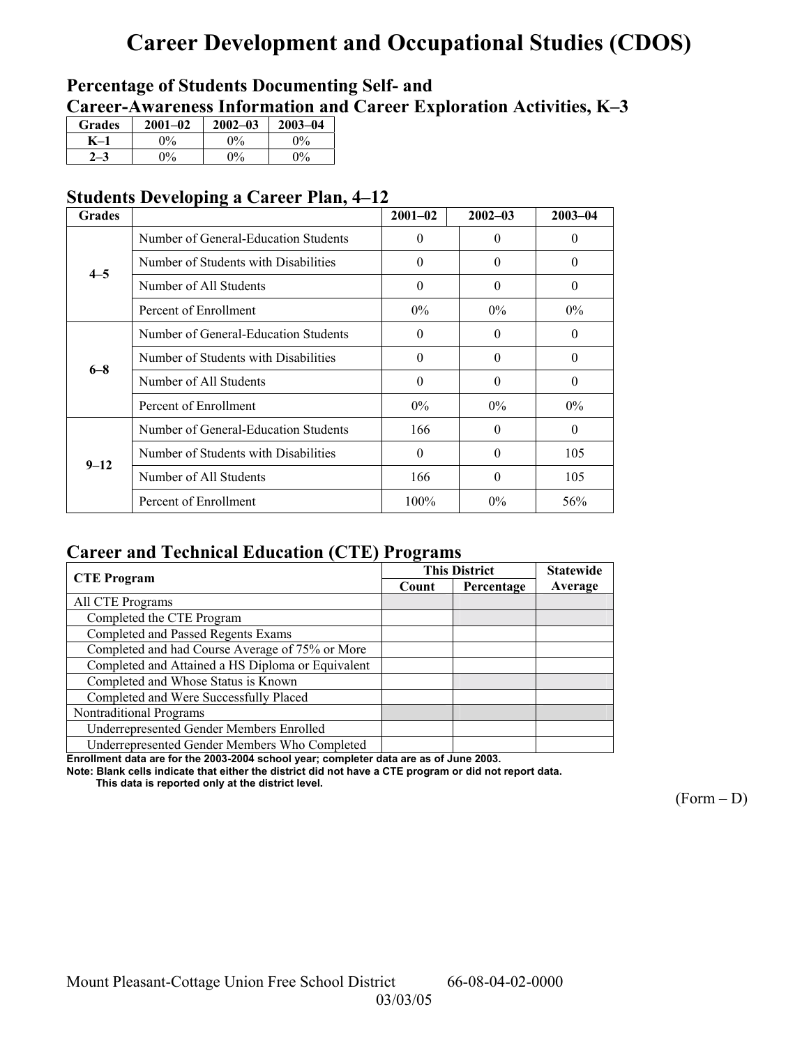# Career Development and Occupational Studies (CDOS)

## Percentage of Students Documenting Self- and Career-Awareness Information and Career Exploration Activities, K–3

| Grades | 2001–02 | 2002–03 | 2003–04 |
|---|---|---|---|
| K–1 | 0% | 0% | 0% |
| 2–3 | 0% | 0% | 0% |

## Students Developing a Career Plan, 4–12

| Grades | | 2001–02 | 2002–03 | 2003–04 |
|---|---|---|---|---|
| 4–5 | Number of General-Education Students | 0 | 0 | 0 |
| | Number of Students with Disabilities | 0 | 0 | 0 |
| | Number of All Students | 0 | 0 | 0 |
| | Percent of Enrollment | 0% | 0% | 0% |
| 6–8 | Number of General-Education Students | 0 | 0 | 0 |
| | Number of Students with Disabilities | 0 | 0 | 0 |
| | Number of All Students | 0 | 0 | 0 |
| | Percent of Enrollment | 0% | 0% | 0% |
| 9–12 | Number of General-Education Students | 166 | 0 | 0 |
| | Number of Students with Disabilities | 0 | 0 | 105 |
| | Number of All Students | 166 | 0 | 105 |
| | Percent of Enrollment | 100% | 0% | 56% |

## Career and Technical Education (CTE) Programs

| CTE Program | This District | | Statewide Average |
|---|---|---|---|
| | Count | Percentage | |
| All CTE Programs | | | |
| Completed the CTE Program | | | |
| Completed and Passed Regents Exams | | | |
| Completed and had Course Average of 75% or More | | | |
| Completed and Attained a HS Diploma or Equivalent | | | |
| Completed and Whose Status is Known | | | |
| Completed and Were Successfully Placed | | | |
| Nontraditional Programs | | | |
| Underrepresented Gender Members Enrolled | | | |
| Underrepresented Gender Members Who Completed | | | |

**Enrollment data are for the 2003-2004 school year; completer data are as of June 2003.**

**Note: Blank cells indicate that either the district did not have a CTE program or did not report data. This data is reported only at the district level.**

(Form – D)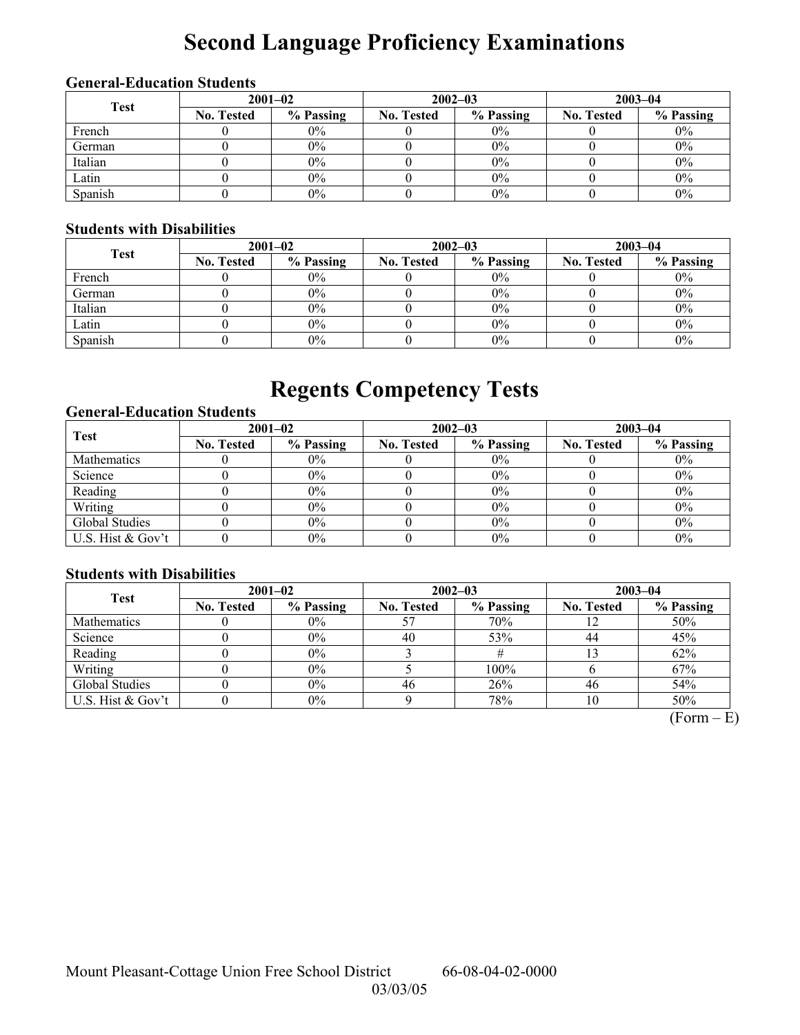# Second Language Proficiency Examinations

### General-Education Students

| Test | 2001–02 | | 2002–03 | | 2003–04 | |
|---|---|---|---|---|---|---|
| | No. Tested | % Passing | No. Tested | % Passing | No. Tested | % Passing |
| French | 0 | 0% | 0 | 0% | 0 | 0% |
| German | 0 | 0% | 0 | 0% | 0 | 0% |
| Italian | 0 | 0% | 0 | 0% | 0 | 0% |
| Latin | 0 | 0% | 0 | 0% | 0 | 0% |
| Spanish | 0 | 0% | 0 | 0% | 0 | 0% |

### Students with Disabilities

| Test | 2001–02 | | 2002–03 | | 2003–04 | |
|---|---|---|---|---|---|---|
| | No. Tested | % Passing | No. Tested | % Passing | No. Tested | % Passing |
| French | 0 | 0% | 0 | 0% | 0 | 0% |
| German | 0 | 0% | 0 | 0% | 0 | 0% |
| Italian | 0 | 0% | 0 | 0% | 0 | 0% |
| Latin | 0 | 0% | 0 | 0% | 0 | 0% |
| Spanish | 0 | 0% | 0 | 0% | 0 | 0% |

# Regents Competency Tests

### General-Education Students

| Test | 2001–02 | | 2002–03 | | 2003–04 | |
|---|---|---|---|---|---|---|
| | No. Tested | % Passing | No. Tested | % Passing | No. Tested | % Passing |
| Mathematics | 0 | 0% | 0 | 0% | 0 | 0% |
| Science | 0 | 0% | 0 | 0% | 0 | 0% |
| Reading | 0 | 0% | 0 | 0% | 0 | 0% |
| Writing | 0 | 0% | 0 | 0% | 0 | 0% |
| Global Studies | 0 | 0% | 0 | 0% | 0 | 0% |
| U.S. Hist & Gov't | 0 | 0% | 0 | 0% | 0 | 0% |

### Students with Disabilities

| Test | 2001–02 | | 2002–03 | | 2003–04 | |
|---|---|---|---|---|---|---|
| | No. Tested | % Passing | No. Tested | % Passing | No. Tested | % Passing |
| Mathematics | 0 | 0% | 57 | 70% | 12 | 50% |
| Science | 0 | 0% | 40 | 53% | 44 | 45% |
| Reading | 0 | 0% | 3 | # | 13 | 62% |
| Writing | 0 | 0% | 5 | 100% | 6 | 67% |
| Global Studies | 0 | 0% | 46 | 26% | 46 | 54% |
| U.S. Hist & Gov't | 0 | 0% | 9 | 78% | 10 | 50% |

(Form – E)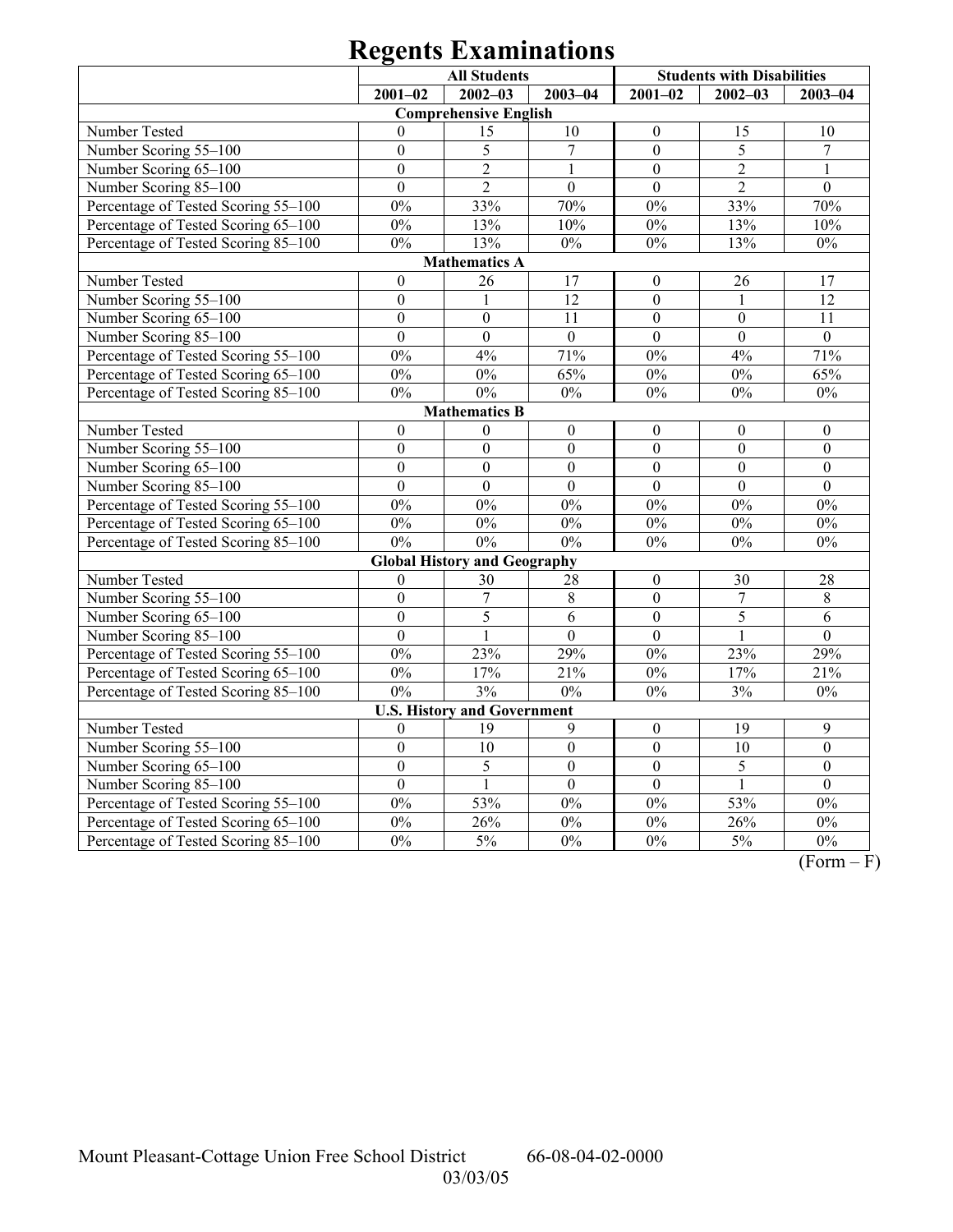# Regents Examinations

| | All Students | | | Students with Disabilities | | |
|---|---|---|---|---|---|---|
| | 2001–02 | 2002–03 | 2003–04 | 2001–02 | 2002–03 | 2003–04 |
| **Comprehensive English** | | | | | | |
| Number Tested | 0 | 15 | 10 | 0 | 15 | 10 |
| Number Scoring 55–100 | 0 | 5 | 7 | 0 | 5 | 7 |
| Number Scoring 65–100 | 0 | 2 | 1 | 0 | 2 | 1 |
| Number Scoring 85–100 | 0 | 2 | 0 | 0 | 2 | 0 |
| Percentage of Tested Scoring 55–100 | 0% | 33% | 70% | 0% | 33% | 70% |
| Percentage of Tested Scoring 65–100 | 0% | 13% | 10% | 0% | 13% | 10% |
| Percentage of Tested Scoring 85–100 | 0% | 13% | 0% | 0% | 13% | 0% |
| **Mathematics A** | | | | | | |
| Number Tested | 0 | 26 | 17 | 0 | 26 | 17 |
| Number Scoring 55–100 | 0 | 1 | 12 | 0 | 1 | 12 |
| Number Scoring 65–100 | 0 | 0 | 11 | 0 | 0 | 11 |
| Number Scoring 85–100 | 0 | 0 | 0 | 0 | 0 | 0 |
| Percentage of Tested Scoring 55–100 | 0% | 4% | 71% | 0% | 4% | 71% |
| Percentage of Tested Scoring 65–100 | 0% | 0% | 65% | 0% | 0% | 65% |
| Percentage of Tested Scoring 85–100 | 0% | 0% | 0% | 0% | 0% | 0% |
| **Mathematics B** | | | | | | |
| Number Tested | 0 | 0 | 0 | 0 | 0 | 0 |
| Number Scoring 55–100 | 0 | 0 | 0 | 0 | 0 | 0 |
| Number Scoring 65–100 | 0 | 0 | 0 | 0 | 0 | 0 |
| Number Scoring 85–100 | 0 | 0 | 0 | 0 | 0 | 0 |
| Percentage of Tested Scoring 55–100 | 0% | 0% | 0% | 0% | 0% | 0% |
| Percentage of Tested Scoring 65–100 | 0% | 0% | 0% | 0% | 0% | 0% |
| Percentage of Tested Scoring 85–100 | 0% | 0% | 0% | 0% | 0% | 0% |
| **Global History and Geography** | | | | | | |
| Number Tested | 0 | 30 | 28 | 0 | 30 | 28 |
| Number Scoring 55–100 | 0 | 7 | 8 | 0 | 7 | 8 |
| Number Scoring 65–100 | 0 | 5 | 6 | 0 | 5 | 6 |
| Number Scoring 85–100 | 0 | 1 | 0 | 0 | 1 | 0 |
| Percentage of Tested Scoring 55–100 | 0% | 23% | 29% | 0% | 23% | 29% |
| Percentage of Tested Scoring 65–100 | 0% | 17% | 21% | 0% | 17% | 21% |
| Percentage of Tested Scoring 85–100 | 0% | 3% | 0% | 0% | 3% | 0% |
| **U.S. History and Government** | | | | | | |
| Number Tested | 0 | 19 | 9 | 0 | 19 | 9 |
| Number Scoring 55–100 | 0 | 10 | 0 | 0 | 10 | 0 |
| Number Scoring 65–100 | 0 | 5 | 0 | 0 | 5 | 0 |
| Number Scoring 85–100 | 0 | 1 | 0 | 0 | 1 | 0 |
| Percentage of Tested Scoring 55–100 | 0% | 53% | 0% | 0% | 53% | 0% |
| Percentage of Tested Scoring 65–100 | 0% | 26% | 0% | 0% | 26% | 0% |
| Percentage of Tested Scoring 85–100 | 0% | 5% | 0% | 0% | 5% | 0% |

(Form – F)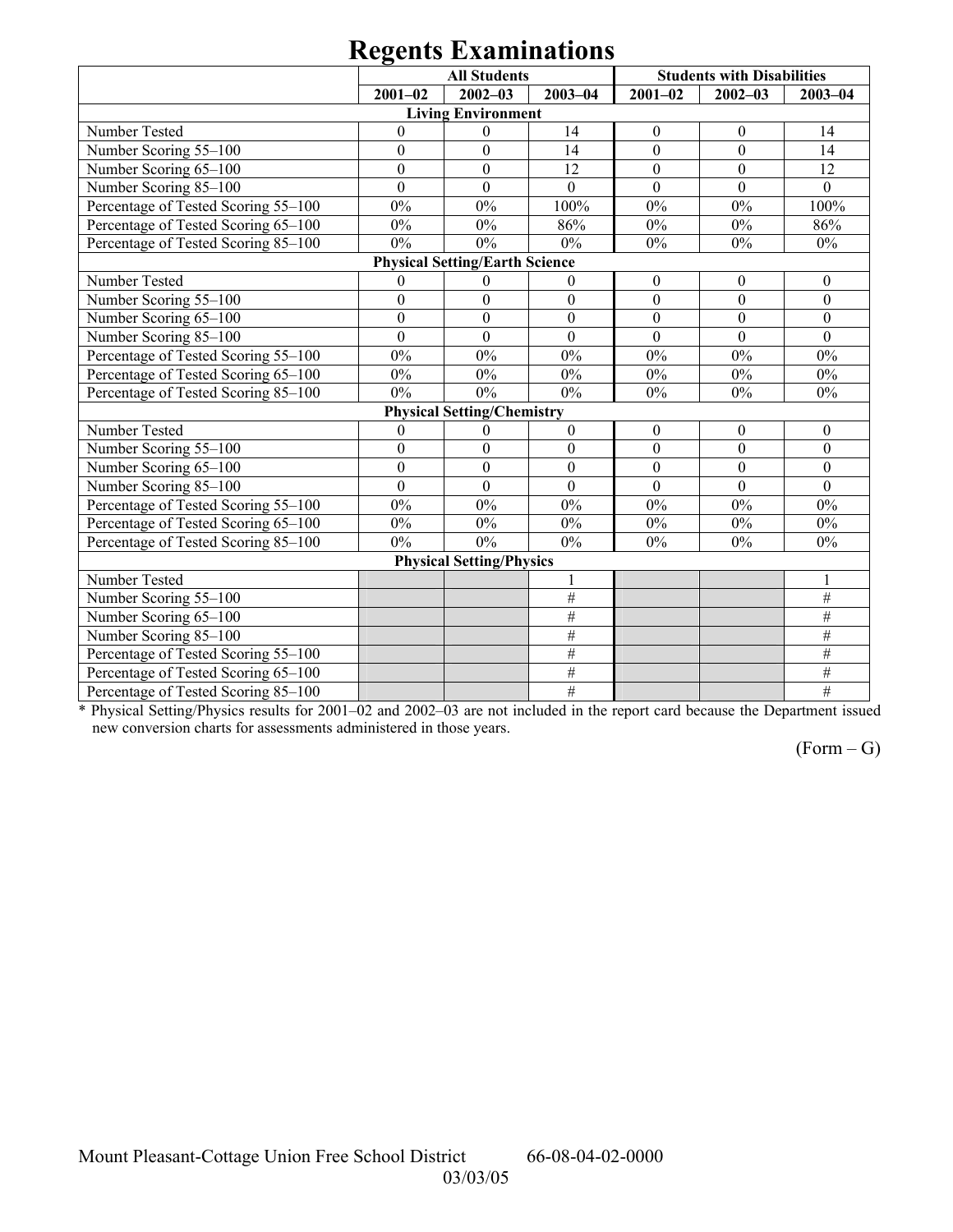# Regents Examinations

| | All Students | | | Students with Disabilities | | |
|---|---|---|---|---|---|---|
| | 2001–02 | 2002–03 | 2003–04 | 2001–02 | 2002–03 | 2003–04 |
| **Living Environment** | | | | | | |
| Number Tested | 0 | 0 | 14 | 0 | 0 | 14 |
| Number Scoring 55–100 | 0 | 0 | 14 | 0 | 0 | 14 |
| Number Scoring 65–100 | 0 | 0 | 12 | 0 | 0 | 12 |
| Number Scoring 85–100 | 0 | 0 | 0 | 0 | 0 | 0 |
| Percentage of Tested Scoring 55–100 | 0% | 0% | 100% | 0% | 0% | 100% |
| Percentage of Tested Scoring 65–100 | 0% | 0% | 86% | 0% | 0% | 86% |
| Percentage of Tested Scoring 85–100 | 0% | 0% | 0% | 0% | 0% | 0% |
| **Physical Setting/Earth Science** | | | | | | |
| Number Tested | 0 | 0 | 0 | 0 | 0 | 0 |
| Number Scoring 55–100 | 0 | 0 | 0 | 0 | 0 | 0 |
| Number Scoring 65–100 | 0 | 0 | 0 | 0 | 0 | 0 |
| Number Scoring 85–100 | 0 | 0 | 0 | 0 | 0 | 0 |
| Percentage of Tested Scoring 55–100 | 0% | 0% | 0% | 0% | 0% | 0% |
| Percentage of Tested Scoring 65–100 | 0% | 0% | 0% | 0% | 0% | 0% |
| Percentage of Tested Scoring 85–100 | 0% | 0% | 0% | 0% | 0% | 0% |
| **Physical Setting/Chemistry** | | | | | | |
| Number Tested | 0 | 0 | 0 | 0 | 0 | 0 |
| Number Scoring 55–100 | 0 | 0 | 0 | 0 | 0 | 0 |
| Number Scoring 65–100 | 0 | 0 | 0 | 0 | 0 | 0 |
| Number Scoring 85–100 | 0 | 0 | 0 | 0 | 0 | 0 |
| Percentage of Tested Scoring 55–100 | 0% | 0% | 0% | 0% | 0% | 0% |
| Percentage of Tested Scoring 65–100 | 0% | 0% | 0% | 0% | 0% | 0% |
| Percentage of Tested Scoring 85–100 | 0% | 0% | 0% | 0% | 0% | 0% |
| **Physical Setting/Physics** | | | | | | |
| Number Tested | | | 1 | | | 1 |
| Number Scoring 55–100 | | | # | | | # |
| Number Scoring 65–100 | | | # | | | # |
| Number Scoring 85–100 | | | # | | | # |
| Percentage of Tested Scoring 55–100 | | | # | | | # |
| Percentage of Tested Scoring 65–100 | | | # | | | # |
| Percentage of Tested Scoring 85–100 | | | # | | | # |

* Physical Setting/Physics results for 2001–02 and 2002–03 are not included in the report card because the Department issued new conversion charts for assessments administered in those years.

(Form – G)

Mount Pleasant-Cottage Union Free School District 66-08-04-02-0000
03/03/05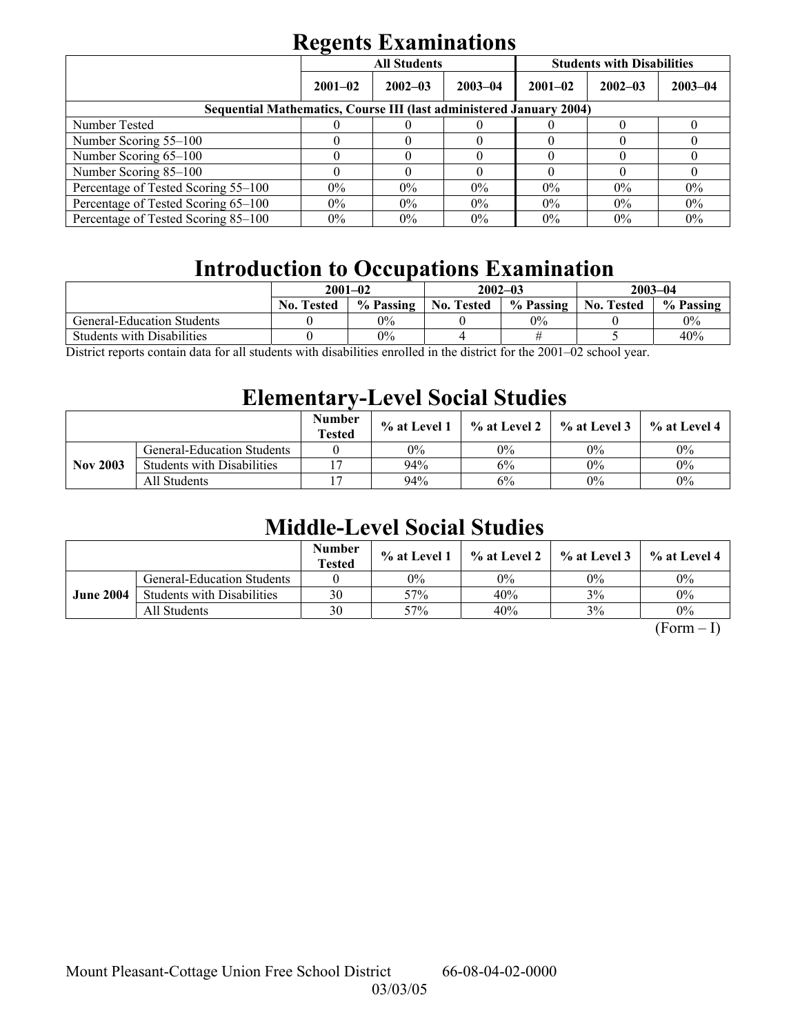# Regents Examinations

| | All Students | | | Students with Disabilities | | |
|---|---|---|---|---|---|---|
| | 2001–02 | 2002–03 | 2003–04 | 2001–02 | 2002–03 | 2003–04 |
| **Sequential Mathematics, Course III (last administered January 2004)** | | | | | | |
| Number Tested | 0 | 0 | 0 | 0 | 0 | 0 |
| Number Scoring 55–100 | 0 | 0 | 0 | 0 | 0 | 0 |
| Number Scoring 65–100 | 0 | 0 | 0 | 0 | 0 | 0 |
| Number Scoring 85–100 | 0 | 0 | 0 | 0 | 0 | 0 |
| Percentage of Tested Scoring 55–100 | 0% | 0% | 0% | 0% | 0% | 0% |
| Percentage of Tested Scoring 65–100 | 0% | 0% | 0% | 0% | 0% | 0% |
| Percentage of Tested Scoring 85–100 | 0% | 0% | 0% | 0% | 0% | 0% |

# Introduction to Occupations Examination

| | 2001–02 | | 2002–03 | | 2003–04 | |
|---|---|---|---|---|---|---|
| | No. Tested | % Passing | No. Tested | % Passing | No. Tested | % Passing |
| General-Education Students | 0 | 0% | 0 | 0% | 0 | 0% |
| Students with Disabilities | 0 | 0% | 4 | # | 5 | 40% |

District reports contain data for all students with disabilities enrolled in the district for the 2001–02 school year.

# Elementary-Level Social Studies

| | | Number Tested | % at Level 1 | % at Level 2 | % at Level 3 | % at Level 4 |
|---|---|---|---|---|---|---|
| **Nov 2003** | General-Education Students | 0 | 0% | 0% | 0% | 0% |
| | Students with Disabilities | 17 | 94% | 6% | 0% | 0% |
| | All Students | 17 | 94% | 6% | 0% | 0% |

# Middle-Level Social Studies

| | | Number Tested | % at Level 1 | % at Level 2 | % at Level 3 | % at Level 4 |
|---|---|---|---|---|---|---|
| **June 2004** | General-Education Students | 0 | 0% | 0% | 0% | 0% |
| | Students with Disabilities | 30 | 57% | 40% | 3% | 0% |
| | All Students | 30 | 57% | 40% | 3% | 0% |

(Form – I)

Mount Pleasant-Cottage Union Free School District 66-08-04-02-0000
03/03/05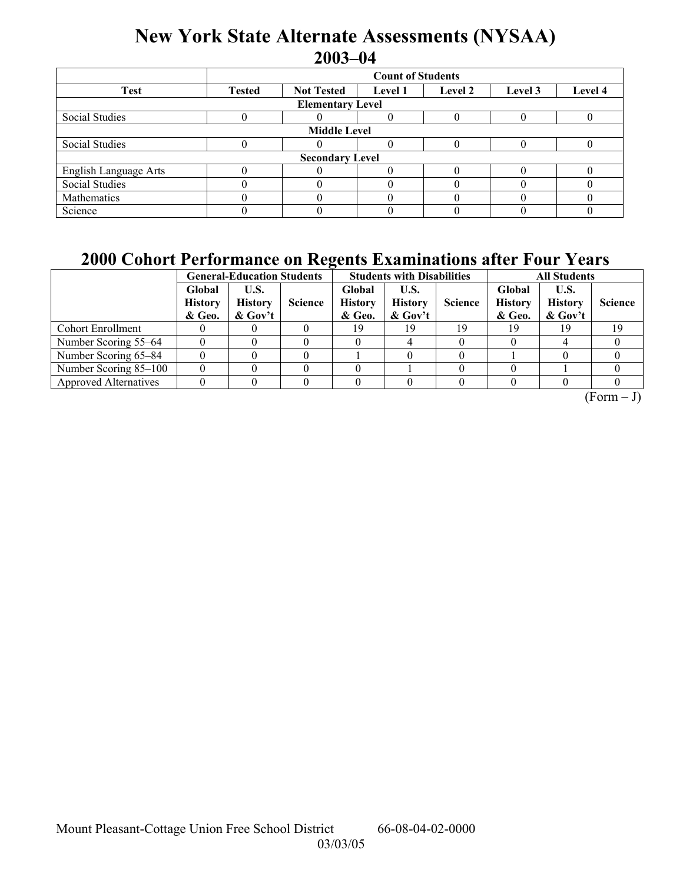# New York State Alternate Assessments (NYSAA) 2003–04

| Test | Count of Students | | | | | |
|---|---|---|---|---|---|---|
| | Tested | Not Tested | Level 1 | Level 2 | Level 3 | Level 4 |
| **Elementary Level** | | | | | | |
| Social Studies | 0 | 0 | 0 | 0 | 0 | 0 |
| **Middle Level** | | | | | | |
| Social Studies | 0 | 0 | 0 | 0 | 0 | 0 |
| **Secondary Level** | | | | | | |
| English Language Arts | 0 | 0 | 0 | 0 | 0 | 0 |
| Social Studies | 0 | 0 | 0 | 0 | 0 | 0 |
| Mathematics | 0 | 0 | 0 | 0 | 0 | 0 |
| Science | 0 | 0 | 0 | 0 | 0 | 0 |

# 2000 Cohort Performance on Regents Examinations after Four Years

| | General-Education Students | | | Students with Disabilities | | | All Students | | |
|---|---|---|---|---|---|---|---|---|---|
| | Global History & Geo. | U.S. History & Gov't | Science | Global History & Geo. | U.S. History & Gov't | Science | Global History & Geo. | U.S. History & Gov't | Science |
| Cohort Enrollment | 0 | 0 | 0 | 19 | 19 | 19 | 19 | 19 | 19 |
| Number Scoring 55–64 | 0 | 0 | 0 | 0 | 4 | 0 | 0 | 4 | 0 |
| Number Scoring 65–84 | 0 | 0 | 0 | 1 | 0 | 0 | 1 | 0 | 0 |
| Number Scoring 85–100 | 0 | 0 | 0 | 0 | 1 | 0 | 0 | 1 | 0 |
| Approved Alternatives | 0 | 0 | 0 | 0 | 0 | 0 | 0 | 0 | 0 |

(Form – J)

Mount Pleasant-Cottage Union Free School District 66-08-04-02-0000
03/03/05